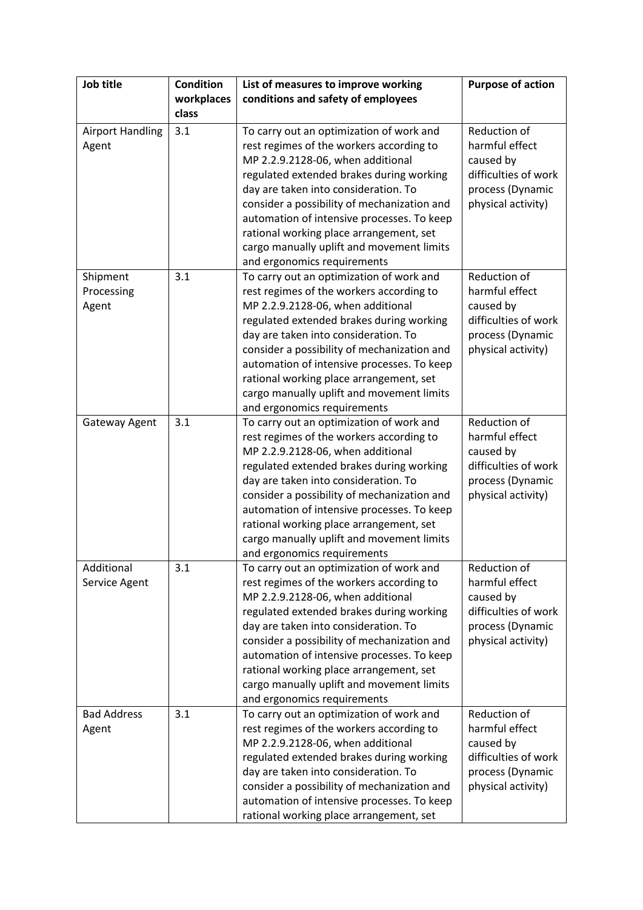| Job title | Condition workplaces class | List of measures to improve working conditions and safety of employees | Purpose of action |
|---|---|---|---|
| Airport Handling Agent | 3.1 | To carry out an optimization of work and rest regimes of the workers according to MP 2.2.9.2128-06, when additional regulated extended brakes during working day are taken into consideration. To consider a possibility of mechanization and automation of intensive processes. To keep rational working place arrangement, set cargo manually uplift and movement limits and ergonomics requirements | Reduction of harmful effect caused by difficulties of work process (Dynamic physical activity) |
| Shipment Processing Agent | 3.1 | To carry out an optimization of work and rest regimes of the workers according to MP 2.2.9.2128-06, when additional regulated extended brakes during working day are taken into consideration. To consider a possibility of mechanization and automation of intensive processes. To keep rational working place arrangement, set cargo manually uplift and movement limits and ergonomics requirements | Reduction of harmful effect caused by difficulties of work process (Dynamic physical activity) |
| Gateway Agent | 3.1 | To carry out an optimization of work and rest regimes of the workers according to MP 2.2.9.2128-06, when additional regulated extended brakes during working day are taken into consideration. To consider a possibility of mechanization and automation of intensive processes. To keep rational working place arrangement, set cargo manually uplift and movement limits and ergonomics requirements | Reduction of harmful effect caused by difficulties of work process (Dynamic physical activity) |
| Additional Service Agent | 3.1 | To carry out an optimization of work and rest regimes of the workers according to MP 2.2.9.2128-06, when additional regulated extended brakes during working day are taken into consideration. To consider a possibility of mechanization and automation of intensive processes. To keep rational working place arrangement, set cargo manually uplift and movement limits and ergonomics requirements | Reduction of harmful effect caused by difficulties of work process (Dynamic physical activity) |
| Bad Address Agent | 3.1 | To carry out an optimization of work and rest regimes of the workers according to MP 2.2.9.2128-06, when additional regulated extended brakes during working day are taken into consideration. To consider a possibility of mechanization and automation of intensive processes. To keep rational working place arrangement, set | Reduction of harmful effect caused by difficulties of work process (Dynamic physical activity) |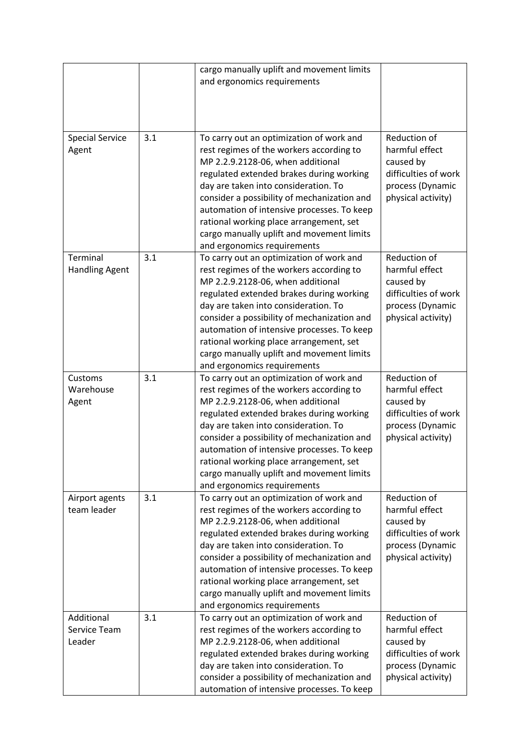| | | | |
|---|---|---|---|
| | | cargo manually uplift and movement limits and ergonomics requirements | |
| Special Service Agent | 3.1 | To carry out an optimization of work and rest regimes of the workers according to MP 2.2.9.2128-06, when additional regulated extended brakes during working day are taken into consideration. To consider a possibility of mechanization and automation of intensive processes. To keep rational working place arrangement, set cargo manually uplift and movement limits and ergonomics requirements | Reduction of harmful effect caused by difficulties of work process (Dynamic physical activity) |
| Terminal Handling Agent | 3.1 | To carry out an optimization of work and rest regimes of the workers according to MP 2.2.9.2128-06, when additional regulated extended brakes during working day are taken into consideration. To consider a possibility of mechanization and automation of intensive processes. To keep rational working place arrangement, set cargo manually uplift and movement limits and ergonomics requirements | Reduction of harmful effect caused by difficulties of work process (Dynamic physical activity) |
| Customs Warehouse Agent | 3.1 | To carry out an optimization of work and rest regimes of the workers according to MP 2.2.9.2128-06, when additional regulated extended brakes during working day are taken into consideration. To consider a possibility of mechanization and automation of intensive processes. To keep rational working place arrangement, set cargo manually uplift and movement limits and ergonomics requirements | Reduction of harmful effect caused by difficulties of work process (Dynamic physical activity) |
| Airport agents team leader | 3.1 | To carry out an optimization of work and rest regimes of the workers according to MP 2.2.9.2128-06, when additional regulated extended brakes during working day are taken into consideration. To consider a possibility of mechanization and automation of intensive processes. To keep rational working place arrangement, set cargo manually uplift and movement limits and ergonomics requirements | Reduction of harmful effect caused by difficulties of work process (Dynamic physical activity) |
| Additional Service Team Leader | 3.1 | To carry out an optimization of work and rest regimes of the workers according to MP 2.2.9.2128-06, when additional regulated extended brakes during working day are taken into consideration. To consider a possibility of mechanization and automation of intensive processes. To keep | Reduction of harmful effect caused by difficulties of work process (Dynamic physical activity) |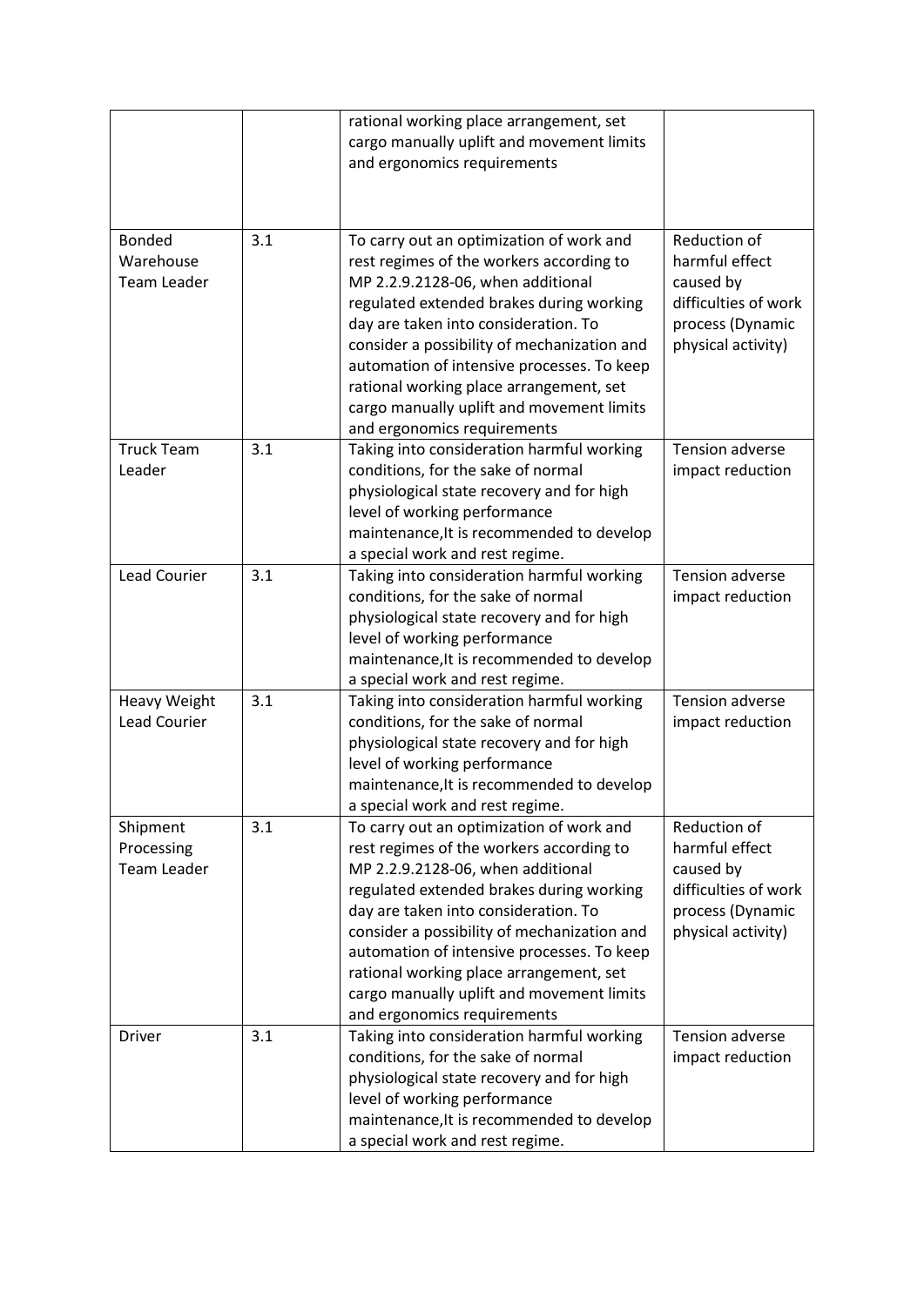| | | | |
|---|---|---|---|
| | | rational working place arrangement, set cargo manually uplift and movement limits and ergonomics requirements | |
| Bonded Warehouse Team Leader | 3.1 | To carry out an optimization of work and rest regimes of the workers according to MP 2.2.9.2128-06, when additional regulated extended brakes during working day are taken into consideration. To consider a possibility of mechanization and automation of intensive processes. To keep rational working place arrangement, set cargo manually uplift and movement limits and ergonomics requirements | Reduction of harmful effect caused by difficulties of work process (Dynamic physical activity) |
| Truck Team Leader | 3.1 | Taking into consideration harmful working conditions, for the sake of normal physiological state recovery and for high level of working performance maintenance,It is recommended to develop a special work and rest regime. | Tension adverse impact reduction |
| Lead Courier | 3.1 | Taking into consideration harmful working conditions, for the sake of normal physiological state recovery and for high level of working performance maintenance,It is recommended to develop a special work and rest regime. | Tension adverse impact reduction |
| Heavy Weight Lead Courier | 3.1 | Taking into consideration harmful working conditions, for the sake of normal physiological state recovery and for high level of working performance maintenance,It is recommended to develop a special work and rest regime. | Tension adverse impact reduction |
| Shipment Processing Team Leader | 3.1 | To carry out an optimization of work and rest regimes of the workers according to MP 2.2.9.2128-06, when additional regulated extended brakes during working day are taken into consideration. To consider a possibility of mechanization and automation of intensive processes. To keep rational working place arrangement, set cargo manually uplift and movement limits and ergonomics requirements | Reduction of harmful effect caused by difficulties of work process (Dynamic physical activity) |
| Driver | 3.1 | Taking into consideration harmful working conditions, for the sake of normal physiological state recovery and for high level of working performance maintenance,It is recommended to develop a special work and rest regime. | Tension adverse impact reduction |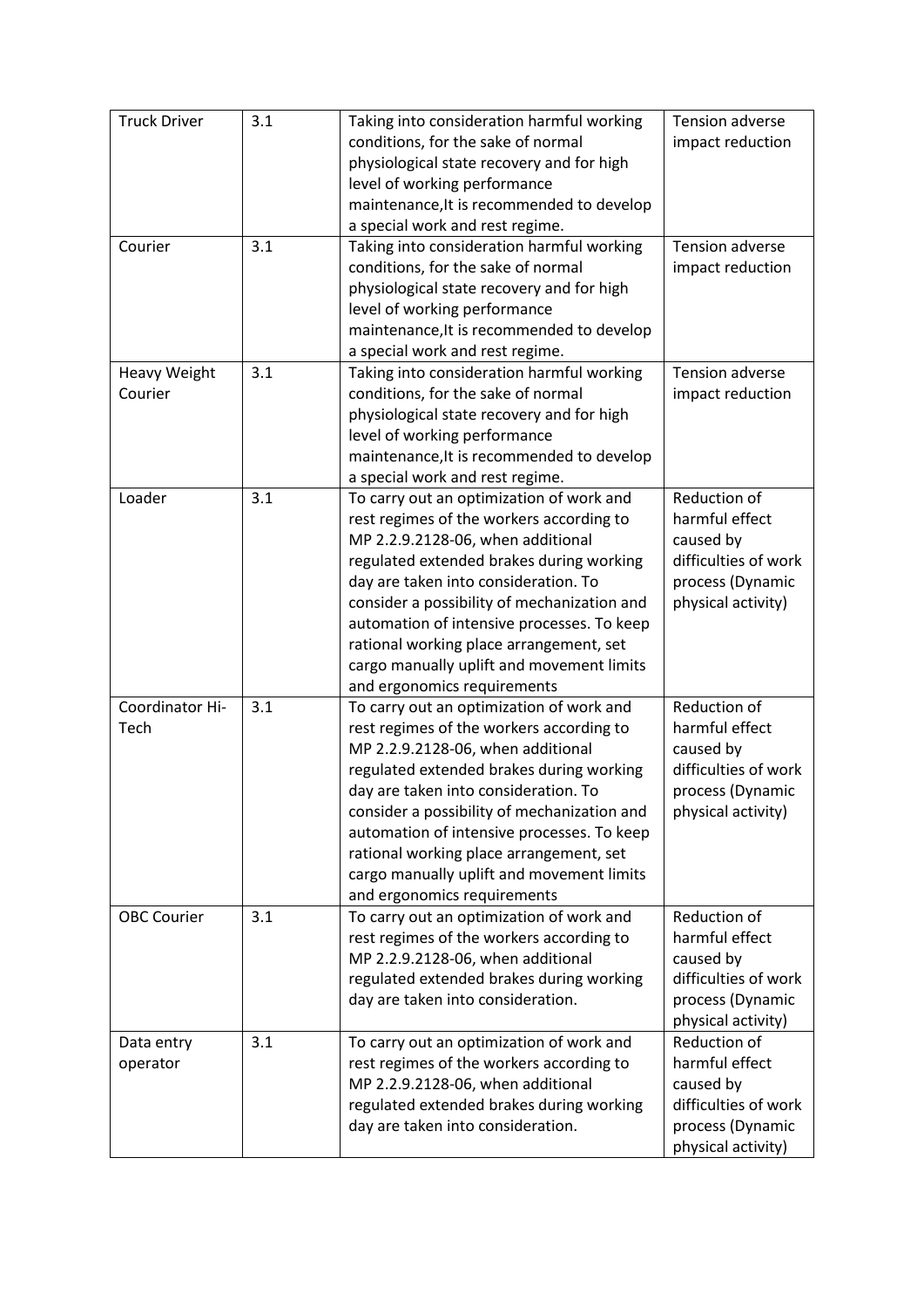| Truck Driver | 3.1 | Taking into consideration harmful working conditions, for the sake of normal physiological state recovery and for high level of working performance maintenance,It is recommended to develop a special work and rest regime. | Tension adverse impact reduction |
|---|---|---|---|
| Courier | 3.1 | Taking into consideration harmful working conditions, for the sake of normal physiological state recovery and for high level of working performance maintenance,It is recommended to develop a special work and rest regime. | Tension adverse impact reduction |
| Heavy Weight Courier | 3.1 | Taking into consideration harmful working conditions, for the sake of normal physiological state recovery and for high level of working performance maintenance,It is recommended to develop a special work and rest regime. | Tension adverse impact reduction |
| Loader | 3.1 | To carry out an optimization of work and rest regimes of the workers according to MP 2.2.9.2128-06, when additional regulated extended brakes during working day are taken into consideration. To consider a possibility of mechanization and automation of intensive processes. To keep rational working place arrangement, set cargo manually uplift and movement limits and ergonomics requirements | Reduction of harmful effect caused by difficulties of work process (Dynamic physical activity) |
| Coordinator Hi-Tech | 3.1 | To carry out an optimization of work and rest regimes of the workers according to MP 2.2.9.2128-06, when additional regulated extended brakes during working day are taken into consideration. To consider a possibility of mechanization and automation of intensive processes. To keep rational working place arrangement, set cargo manually uplift and movement limits and ergonomics requirements | Reduction of harmful effect caused by difficulties of work process (Dynamic physical activity) |
| OBC Courier | 3.1 | To carry out an optimization of work and rest regimes of the workers according to MP 2.2.9.2128-06, when additional regulated extended brakes during working day are taken into consideration. | Reduction of harmful effect caused by difficulties of work process (Dynamic physical activity) |
| Data entry operator | 3.1 | To carry out an optimization of work and rest regimes of the workers according to MP 2.2.9.2128-06, when additional regulated extended brakes during working day are taken into consideration. | Reduction of harmful effect caused by difficulties of work process (Dynamic physical activity) |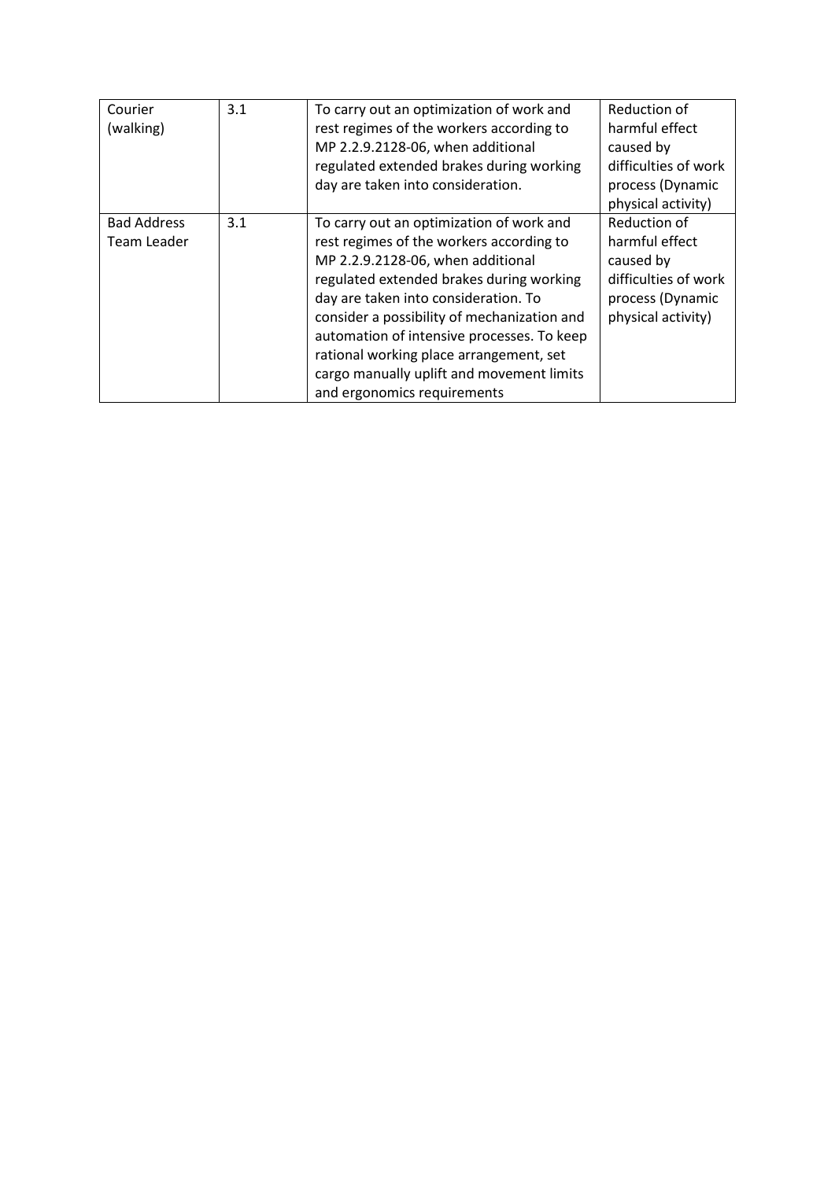| | | | |
|---|---|---|---|
| Courier (walking) | 3.1 | To carry out an optimization of work and rest regimes of the workers according to MP 2.2.9.2128-06, when additional regulated extended brakes during working day are taken into consideration. | Reduction of harmful effect caused by difficulties of work process (Dynamic physical activity) |
| Bad Address Team Leader | 3.1 | To carry out an optimization of work and rest regimes of the workers according to MP 2.2.9.2128-06, when additional regulated extended brakes during working day are taken into consideration. To consider a possibility of mechanization and automation of intensive processes. To keep rational working place arrangement, set cargo manually uplift and movement limits and ergonomics requirements | Reduction of harmful effect caused by difficulties of work process (Dynamic physical activity) |